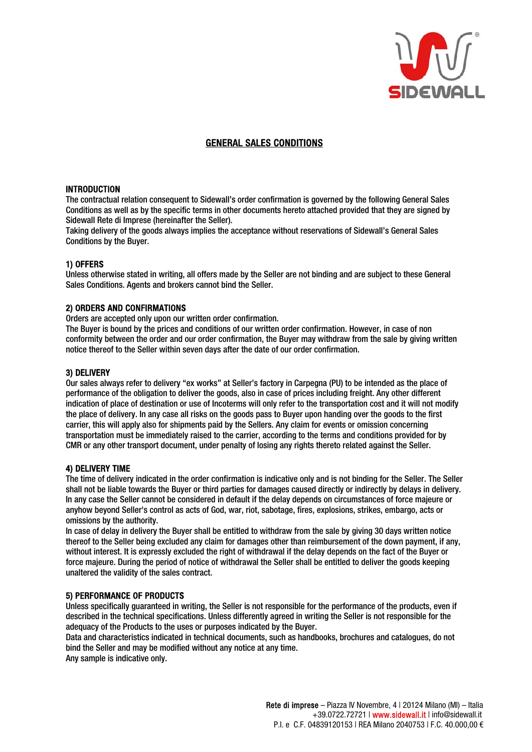# GENERAL SALES CONDITIONS

## INTRODUCTION

The contractual relation consequent to Sidewall's order confirmation is governed by the following General Sales Conditions as well as by the specific terms in other documents hereto attached provided that they are signed by Sidewall Rete di Imprese (hereinafter the Seller).

Taking delivery of the goods always implies the acceptance without reservations of Sidewall's General Sales Conditions by the Buyer.

## 1) OFFERS

Unless otherwise stated in writing, all offers made by the Seller are not binding and are subject to these General Sales Conditions. Agents and brokers cannot bind the Seller.

## 2) ORDERS AND CONFIRMATIONS

Orders are accepted only upon our written order confirmation.

The Buyer is bound by the prices and conditions of our written order confirmation. However, in case of non conformity between the order and our order confirmation, the Buyer may withdraw from the sale by giving written notice thereof to the Seller within seven days after the date of our order confirmation.

## 3) DELIVERY

Our sales always refer to delivery "ex works" at Seller's factory in Carpegna (PU) to be intended as the place of performance of the obligation to deliver the goods, also in case of prices including freight. Any other different indication of place of destination or use of Incoterms will only refer to the transportation cost and it will not modify the place of delivery. In any case all risks on the goods pass to Buyer upon handing over the goods to the first carrier, this will apply also for shipments paid by the Sellers. Any claim for events or omission concerning transportation must be immediately raised to the carrier, according to the terms and conditions provided for by CMR or any other transport document, under penalty of losing any rights thereto related against the Seller.

## 4) DELIVERY TIME

The time of delivery indicated in the order confirmation is indicative only and is not binding for the Seller. The Seller shall not be liable towards the Buyer or third parties for damages caused directly or indirectly by delays in delivery. In any case the Seller cannot be considered in default if the delay depends on circumstances of force majeure or anyhow beyond Seller's control as acts of God, war, riot, sabotage, fires, explosions, strikes, embargo, acts or omissions by the authority.

In case of delay in delivery the Buyer shall be entitled to withdraw from the sale by giving 30 days written notice thereof to the Seller being excluded any claim for damages other than reimbursement of the down payment, if any, without interest. It is expressly excluded the right of withdrawal if the delay depends on the fact of the Buyer or force majeure. During the period of notice of withdrawal the Seller shall be entitled to deliver the goods keeping unaltered the validity of the sales contract.

## 5) PERFORMANCE OF PRODUCTS

Unless specifically guaranteed in writing, the Seller is not responsible for the performance of the products, even if described in the technical specifications. Unless differently agreed in writing the Seller is not responsible for the adequacy of the Products to the uses or purposes indicated by the Buyer.

Data and characteristics indicated in technical documents, such as handbooks, brochures and catalogues, do not bind the Seller and may be modified without any notice at any time.

Any sample is indicative only.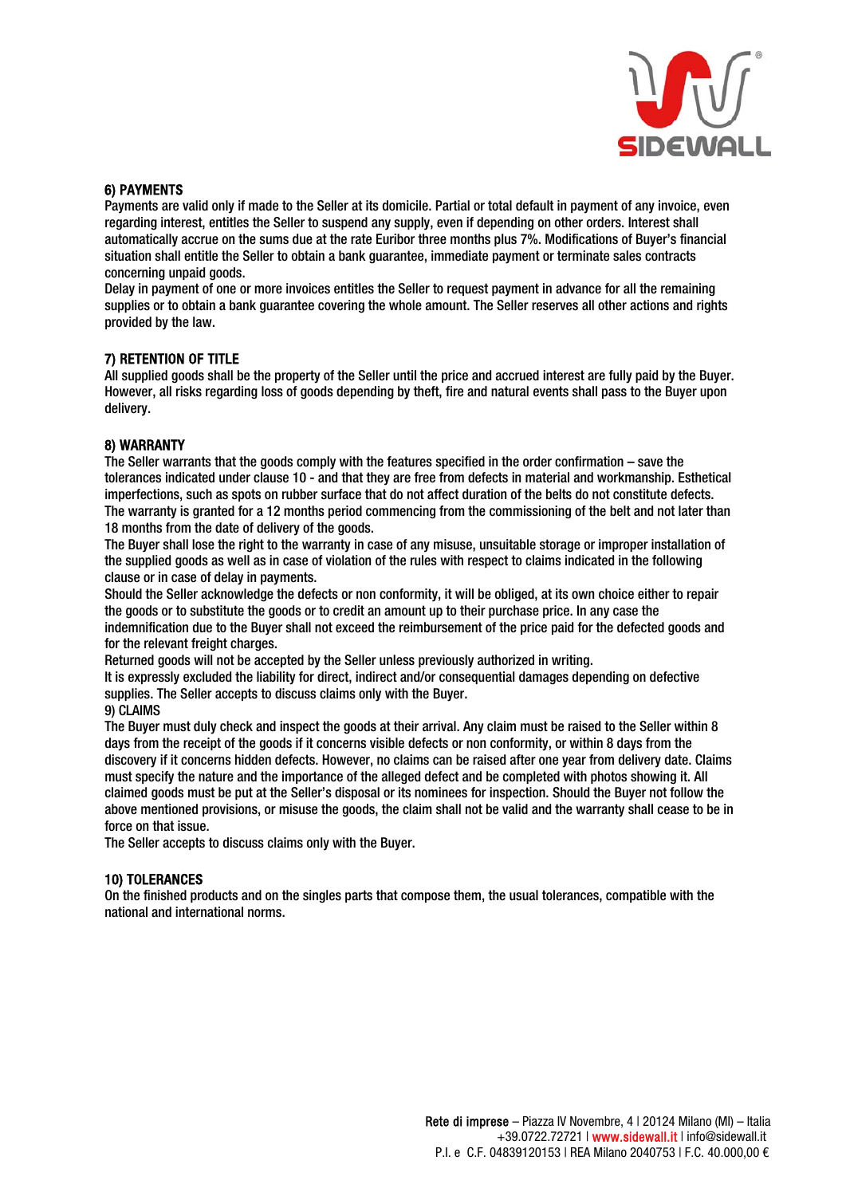## 6) PAYMENTS

Payments are valid only if made to the Seller at its domicile. Partial or total default in payment of any invoice, even regarding interest, entitles the Seller to suspend any supply, even if depending on other orders. Interest shall automatically accrue on the sums due at the rate Euribor three months plus 7%. Modifications of Buyer's financial situation shall entitle the Seller to obtain a bank guarantee, immediate payment or terminate sales contracts concerning unpaid goods.

Delay in payment of one or more invoices entitles the Seller to request payment in advance for all the remaining supplies or to obtain a bank guarantee covering the whole amount. The Seller reserves all other actions and rights provided by the law.

## 7) RETENTION OF TITLE

All supplied goods shall be the property of the Seller until the price and accrued interest are fully paid by the Buyer. However, all risks regarding loss of goods depending by theft, fire and natural events shall pass to the Buyer upon delivery.

## 8) WARRANTY

The Seller warrants that the goods comply with the features specified in the order confirmation – save the tolerances indicated under clause 10 - and that they are free from defects in material and workmanship. Esthetical imperfections, such as spots on rubber surface that do not affect duration of the belts do not constitute defects. The warranty is granted for a 12 months period commencing from the commissioning of the belt and not later than 18 months from the date of delivery of the goods.

The Buyer shall lose the right to the warranty in case of any misuse, unsuitable storage or improper installation of the supplied goods as well as in case of violation of the rules with respect to claims indicated in the following clause or in case of delay in payments.

Should the Seller acknowledge the defects or non conformity, it will be obliged, at its own choice either to repair the goods or to substitute the goods or to credit an amount up to their purchase price. In any case the indemnification due to the Buyer shall not exceed the reimbursement of the price paid for the defected goods and for the relevant freight charges.

Returned goods will not be accepted by the Seller unless previously authorized in writing.

It is expressly excluded the liability for direct, indirect and/or consequential damages depending on defective supplies. The Seller accepts to discuss claims only with the Buyer.

## 9) CLAIMS

The Buyer must duly check and inspect the goods at their arrival. Any claim must be raised to the Seller within 8 days from the receipt of the goods if it concerns visible defects or non conformity, or within 8 days from the discovery if it concerns hidden defects. However, no claims can be raised after one year from delivery date. Claims must specify the nature and the importance of the alleged defect and be completed with photos showing it. All claimed goods must be put at the Seller's disposal or its nominees for inspection. Should the Buyer not follow the above mentioned provisions, or misuse the goods, the claim shall not be valid and the warranty shall cease to be in force on that issue.

The Seller accepts to discuss claims only with the Buyer.

## 10) TOLERANCES

On the finished products and on the singles parts that compose them, the usual tolerances, compatible with the national and international norms.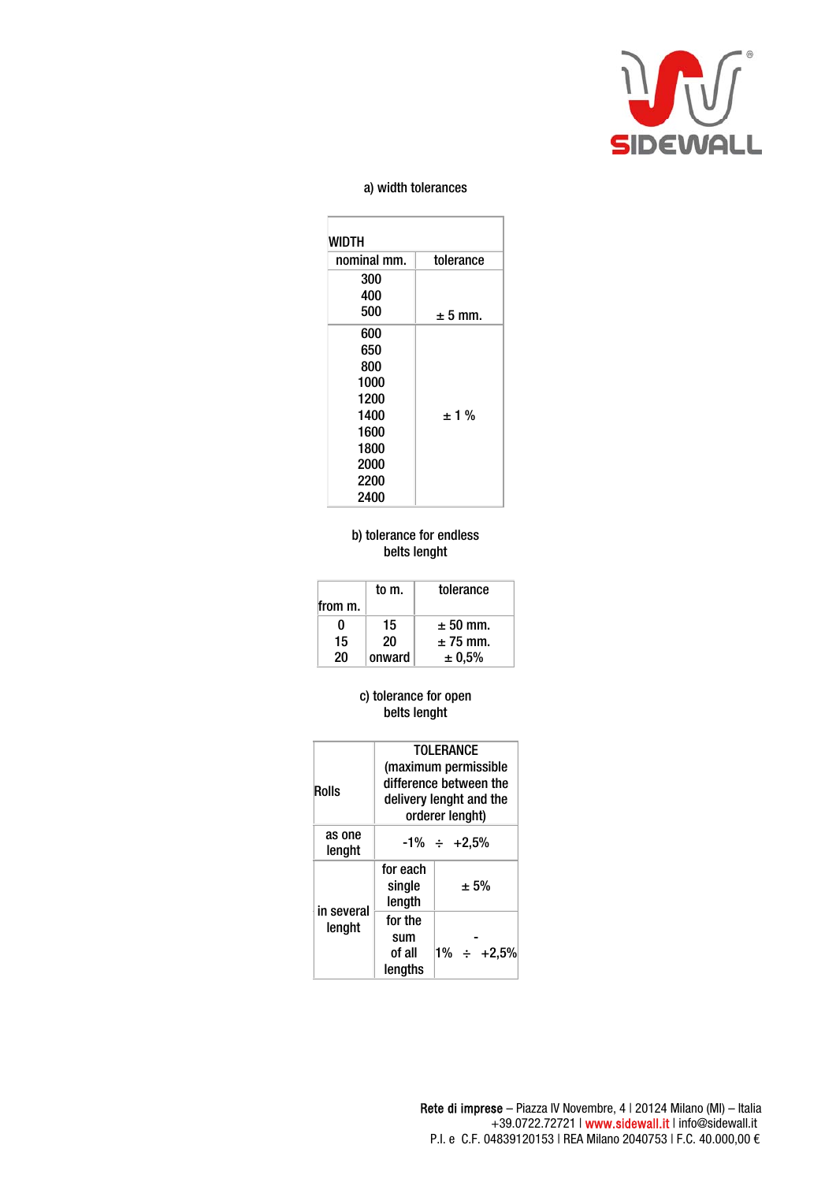a) width tolerances

| WIDTH | |
|---|---|
| nominal mm. | tolerance |
| 300<br>400<br>500 | ± 5 mm. |
| 600<br>650<br>800<br>1000<br>1200<br>1400<br>1600<br>1800<br>2000<br>2200<br>2400 | ± 1 % |

b) tolerance for endless belts lenght

| from m. | to m. | tolerance |
|---|---|---|
| 0 | 15 | ± 50 mm. |
| 15 | 20 | ± 75 mm. |
| 20 | onward | ± 0,5% |

c) tolerance for open belts lenght

| Rolls | TOLERANCE (maximum permissible difference between the delivery lenght and the orderer lenght) | |
|---|---|---|
| as one lenght | -1% ÷ +2,5% | |
| in several lenght | for each single length | ± 5% |
| | for the sum of all lengths | -1% ÷ +2,5% |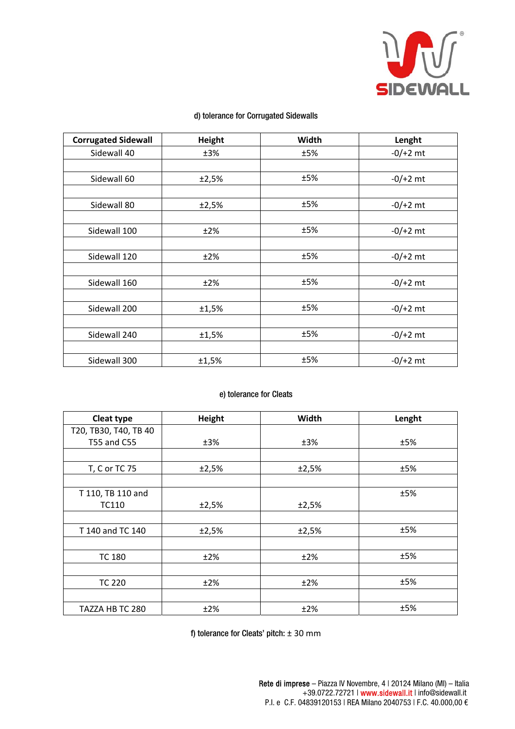d) tolerance for Corrugated Sidewalls

| Corrugated Sidewall | Height | Width | Lenght |
|---|---|---|---|
| Sidewall 40 | ±3% | ±5% | -0/+2 mt |
| Sidewall 60 | ±2,5% | ±5% | -0/+2 mt |
| Sidewall 80 | ±2,5% | ±5% | -0/+2 mt |
| Sidewall 100 | ±2% | ±5% | -0/+2 mt |
| Sidewall 120 | ±2% | ±5% | -0/+2 mt |
| Sidewall 160 | ±2% | ±5% | -0/+2 mt |
| Sidewall 200 | ±1,5% | ±5% | -0/+2 mt |
| Sidewall 240 | ±1,5% | ±5% | -0/+2 mt |
| Sidewall 300 | ±1,5% | ±5% | -0/+2 mt |

e) tolerance for Cleats

| Cleat type | Height | Width | Lenght |
|---|---|---|---|
| T20, TB30, T40, TB 40 T55 and C55 | ±3% | ±3% | ±5% |
| T, C or TC 75 | ±2,5% | ±2,5% | ±5% |
| T 110, TB 110 and TC110 | ±2,5% | ±2,5% | ±5% |
| T 140 and TC 140 | ±2,5% | ±2,5% | ±5% |
| TC 180 | ±2% | ±2% | ±5% |
| TC 220 | ±2% | ±2% | ±5% |
| TAZZA HB TC 280 | ±2% | ±2% | ±5% |

f) tolerance for Cleats' pitch: ± 30 mm

**Rete di imprese** – Piazza IV Novembre, 4 | 20124 Milano (MI) – Italia
+39.0722.72721 | www.sidewall.it | info@sidewall.it
P.I. e C.F. 04839120153 | REA Milano 2040753 | F.C. 40.000,00 €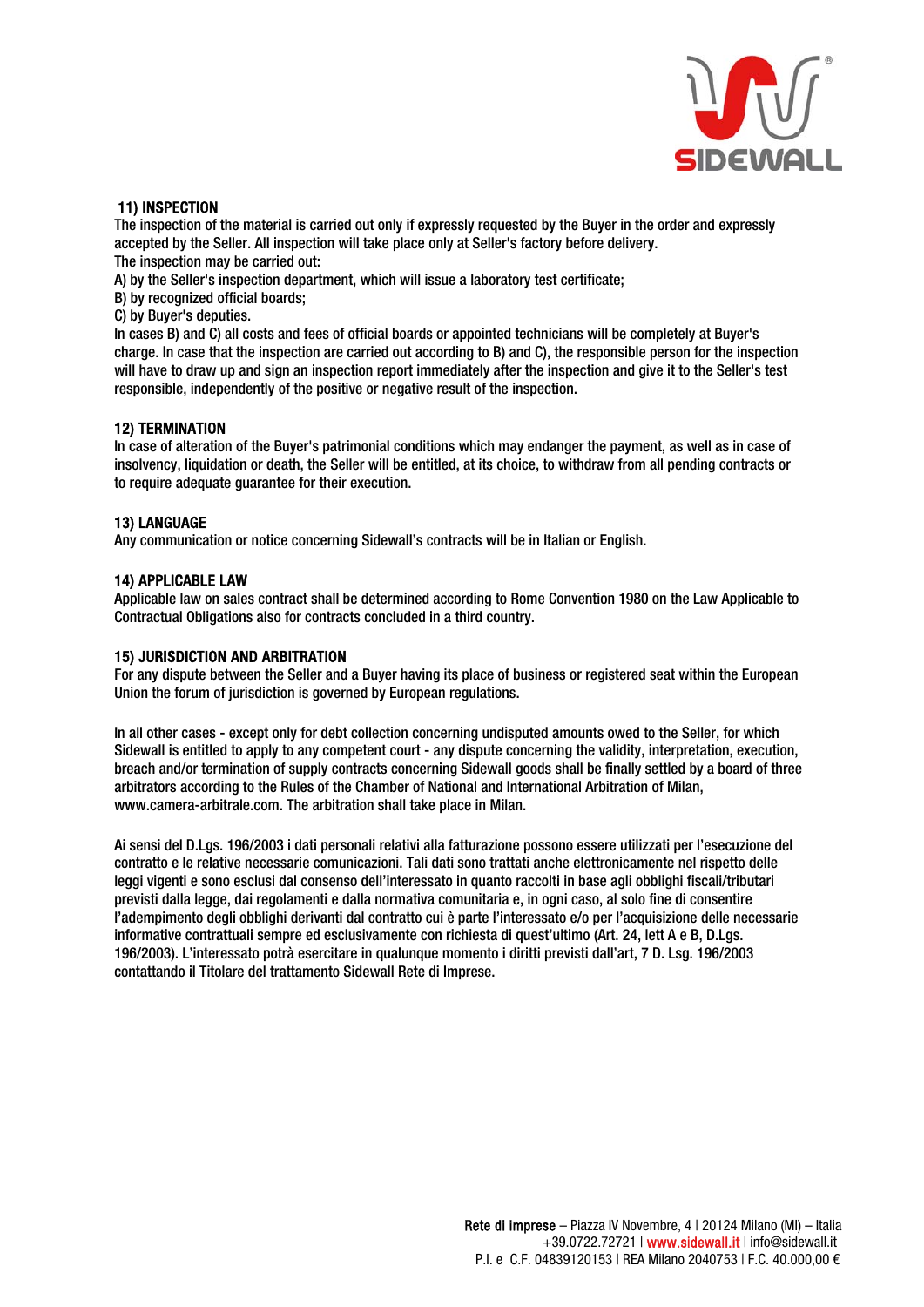## 11) INSPECTION

The inspection of the material is carried out only if expressly requested by the Buyer in the order and expressly accepted by the Seller. All inspection will take place only at Seller's factory before delivery.

The inspection may be carried out:

A) by the Seller's inspection department, which will issue a laboratory test certificate;

B) by recognized official boards;

C) by Buyer's deputies.

In cases B) and C) all costs and fees of official boards or appointed technicians will be completely at Buyer's charge. In case that the inspection are carried out according to B) and C), the responsible person for the inspection will have to draw up and sign an inspection report immediately after the inspection and give it to the Seller's test responsible, independently of the positive or negative result of the inspection.

## 12) TERMINATION

In case of alteration of the Buyer's patrimonial conditions which may endanger the payment, as well as in case of insolvency, liquidation or death, the Seller will be entitled, at its choice, to withdraw from all pending contracts or to require adequate guarantee for their execution.

## 13) LANGUAGE

Any communication or notice concerning Sidewall's contracts will be in Italian or English.

## 14) APPLICABLE LAW

Applicable law on sales contract shall be determined according to Rome Convention 1980 on the Law Applicable to Contractual Obligations also for contracts concluded in a third country.

## 15) JURISDICTION AND ARBITRATION

For any dispute between the Seller and a Buyer having its place of business or registered seat within the European Union the forum of jurisdiction is governed by European regulations.

In all other cases - except only for debt collection concerning undisputed amounts owed to the Seller, for which Sidewall is entitled to apply to any competent court - any dispute concerning the validity, interpretation, execution, breach and/or termination of supply contracts concerning Sidewall goods shall be finally settled by a board of three arbitrators according to the Rules of the Chamber of National and International Arbitration of Milan, www.camera-arbitrale.com. The arbitration shall take place in Milan.

Ai sensi del D.Lgs. 196/2003 i dati personali relativi alla fatturazione possono essere utilizzati per l'esecuzione del contratto e le relative necessarie comunicazioni. Tali dati sono trattati anche elettronicamente nel rispetto delle leggi vigenti e sono esclusi dal consenso dell'interessato in quanto raccolti in base agli obblighi fiscali/tributari previsti dalla legge, dai regolamenti e dalla normativa comunitaria e, in ogni caso, al solo fine di consentire l'adempimento degli obblighi derivanti dal contratto cui è parte l'interessato e/o per l'acquisizione delle necessarie informative contrattuali sempre ed esclusivamente con richiesta di quest'ultimo (Art. 24, lett A e B, D.Lgs. 196/2003). L'interessato potrà esercitare in qualunque momento i diritti previsti dall'art, 7 D. Lsg. 196/2003 contattando il Titolare del trattamento Sidewall Rete di Imprese.